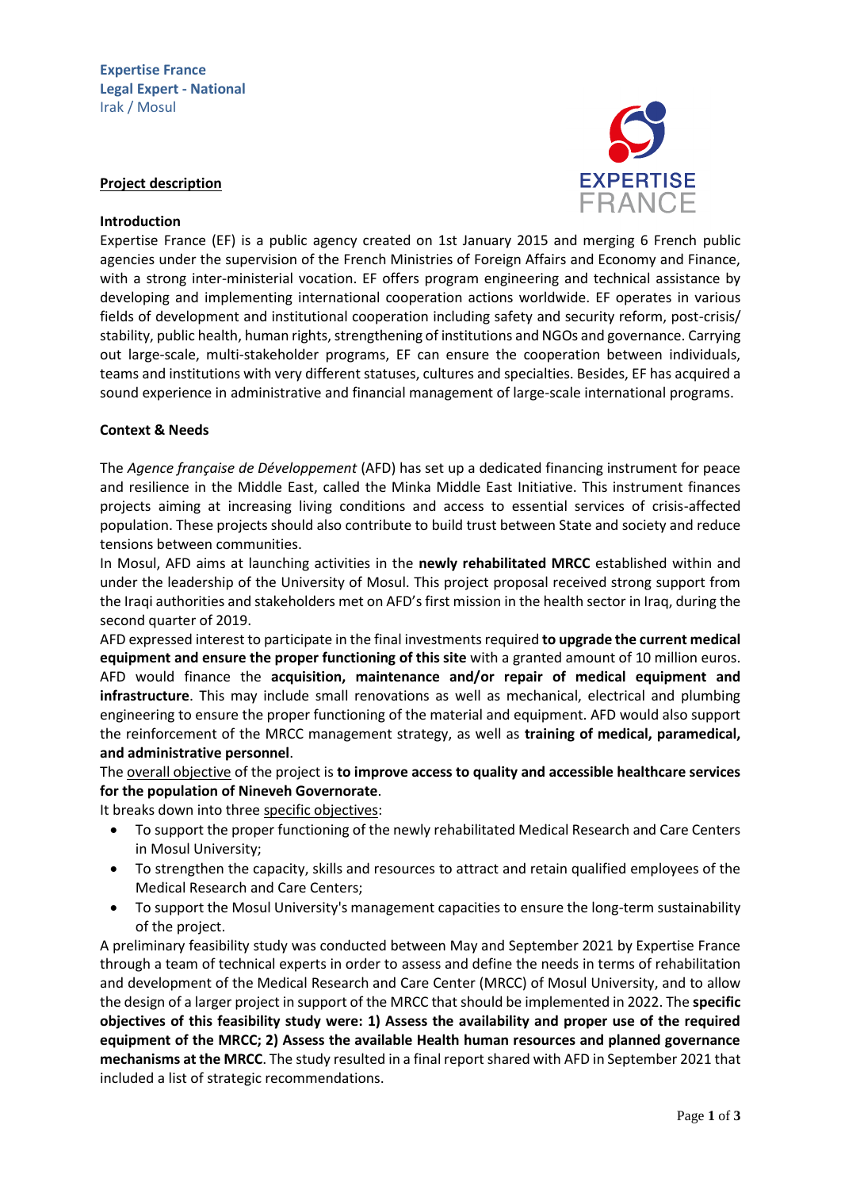**Expertise France**
**Legal Expert - National**
Irak / Mosul

## Project description

### Introduction

Expertise France (EF) is a public agency created on 1st January 2015 and merging 6 French public agencies under the supervision of the French Ministries of Foreign Affairs and Economy and Finance, with a strong inter-ministerial vocation. EF offers program engineering and technical assistance by developing and implementing international cooperation actions worldwide. EF operates in various fields of development and institutional cooperation including safety and security reform, post-crisis/ stability, public health, human rights, strengthening of institutions and NGOs and governance. Carrying out large-scale, multi-stakeholder programs, EF can ensure the cooperation between individuals, teams and institutions with very different statuses, cultures and specialties. Besides, EF has acquired a sound experience in administrative and financial management of large-scale international programs.

### Context & Needs

The *Agence française de Développement* (AFD) has set up a dedicated financing instrument for peace and resilience in the Middle East, called the Minka Middle East Initiative. This instrument finances projects aiming at increasing living conditions and access to essential services of crisis-affected population. These projects should also contribute to build trust between State and society and reduce tensions between communities.

In Mosul, AFD aims at launching activities in the **newly rehabilitated MRCC** established within and under the leadership of the University of Mosul. This project proposal received strong support from the Iraqi authorities and stakeholders met on AFD's first mission in the health sector in Iraq, during the second quarter of 2019.

AFD expressed interest to participate in the final investments required **to upgrade the current medical equipment and ensure the proper functioning of this site** with a granted amount of 10 million euros. AFD would finance the **acquisition, maintenance and/or repair of medical equipment and infrastructure**. This may include small renovations as well as mechanical, electrical and plumbing engineering to ensure the proper functioning of the material and equipment. AFD would also support the reinforcement of the MRCC management strategy, as well as **training of medical, paramedical, and administrative personnel**.

The overall objective of the project is **to improve access to quality and accessible healthcare services for the population of Nineveh Governorate**.

It breaks down into three specific objectives:

- To support the proper functioning of the newly rehabilitated Medical Research and Care Centers in Mosul University;
- To strengthen the capacity, skills and resources to attract and retain qualified employees of the Medical Research and Care Centers;
- To support the Mosul University's management capacities to ensure the long-term sustainability of the project.

A preliminary feasibility study was conducted between May and September 2021 by Expertise France through a team of technical experts in order to assess and define the needs in terms of rehabilitation and development of the Medical Research and Care Center (MRCC) of Mosul University, and to allow the design of a larger project in support of the MRCC that should be implemented in 2022. The **specific objectives of this feasibility study were: 1) Assess the availability and proper use of the required equipment of the MRCC; 2) Assess the available Health human resources and planned governance mechanisms at the MRCC**. The study resulted in a final report shared with AFD in September 2021 that included a list of strategic recommendations.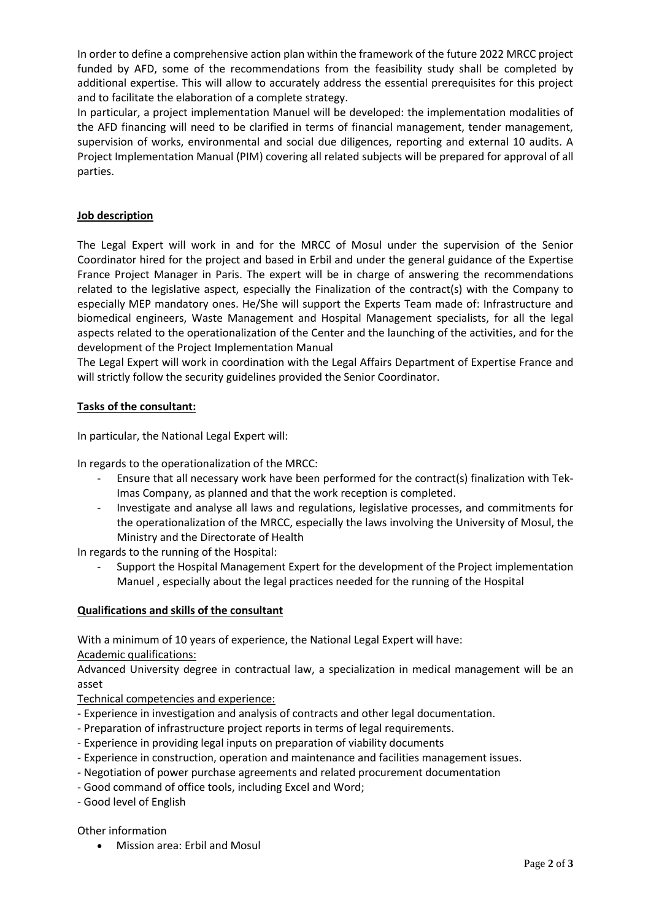In order to define a comprehensive action plan within the framework of the future 2022 MRCC project funded by AFD, some of the recommendations from the feasibility study shall be completed by additional expertise. This will allow to accurately address the essential prerequisites for this project and to facilitate the elaboration of a complete strategy.

In particular, a project implementation Manuel will be developed: the implementation modalities of the AFD financing will need to be clarified in terms of financial management, tender management, supervision of works, environmental and social due diligences, reporting and external 10 audits. A Project Implementation Manual (PIM) covering all related subjects will be prepared for approval of all parties.

**Job description**

The Legal Expert will work in and for the MRCC of Mosul under the supervision of the Senior Coordinator hired for the project and based in Erbil and under the general guidance of the Expertise France Project Manager in Paris. The expert will be in charge of answering the recommendations related to the legislative aspect, especially the Finalization of the contract(s) with the Company to especially MEP mandatory ones. He/She will support the Experts Team made of: Infrastructure and biomedical engineers, Waste Management and Hospital Management specialists, for all the legal aspects related to the operationalization of the Center and the launching of the activities, and for the development of the Project Implementation Manual

The Legal Expert will work in coordination with the Legal Affairs Department of Expertise France and will strictly follow the security guidelines provided the Senior Coordinator.

**Tasks of the consultant:**

In particular, the National Legal Expert will:

In regards to the operationalization of the MRCC:

- Ensure that all necessary work have been performed for the contract(s) finalization with Tek-Imas Company, as planned and that the work reception is completed.
- Investigate and analyse all laws and regulations, legislative processes, and commitments for the operationalization of the MRCC, especially the laws involving the University of Mosul, the Ministry and the Directorate of Health

In regards to the running of the Hospital:

- Support the Hospital Management Expert for the development of the Project implementation Manuel , especially about the legal practices needed for the running of the Hospital

**Qualifications and skills of the consultant**

With a minimum of 10 years of experience, the National Legal Expert will have:

Academic qualifications:

Advanced University degree in contractual law, a specialization in medical management will be an asset

Technical competencies and experience:

- Experience in investigation and analysis of contracts and other legal documentation.
- Preparation of infrastructure project reports in terms of legal requirements.
- Experience in providing legal inputs on preparation of viability documents
- Experience in construction, operation and maintenance and facilities management issues.
- Negotiation of power purchase agreements and related procurement documentation
- Good command of office tools, including Excel and Word;
- Good level of English

Other information

- Mission area: Erbil and Mosul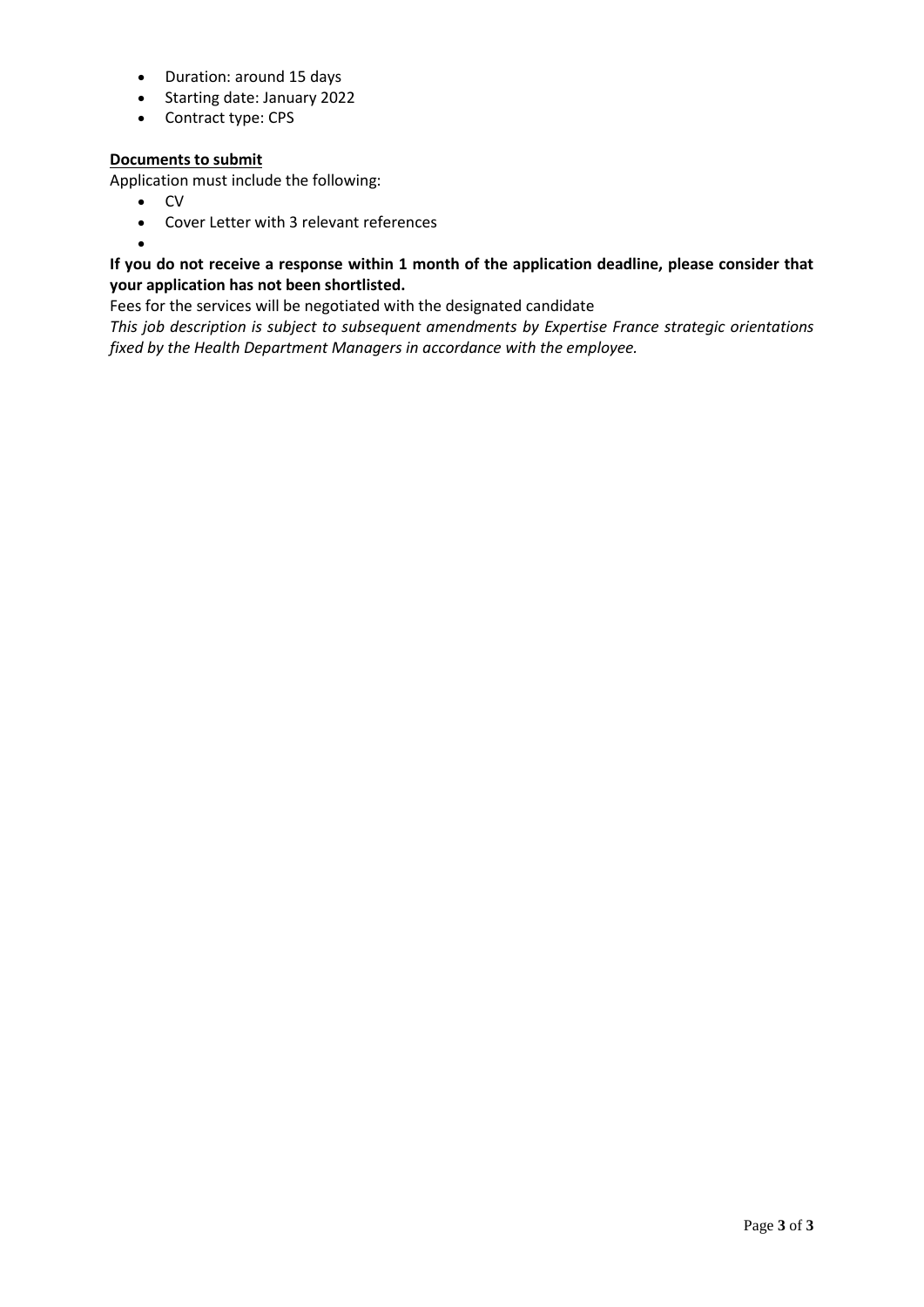- Duration: around 15 days
- Starting date: January 2022
- Contract type: CPS

**Documents to submit**

Application must include the following:

- CV
- Cover Letter with 3 relevant references
-

**If you do not receive a response within 1 month of the application deadline, please consider that your application has not been shortlisted.**

Fees for the services will be negotiated with the designated candidate

*This job description is subject to subsequent amendments by Expertise France strategic orientations fixed by the Health Department Managers in accordance with the employee.*